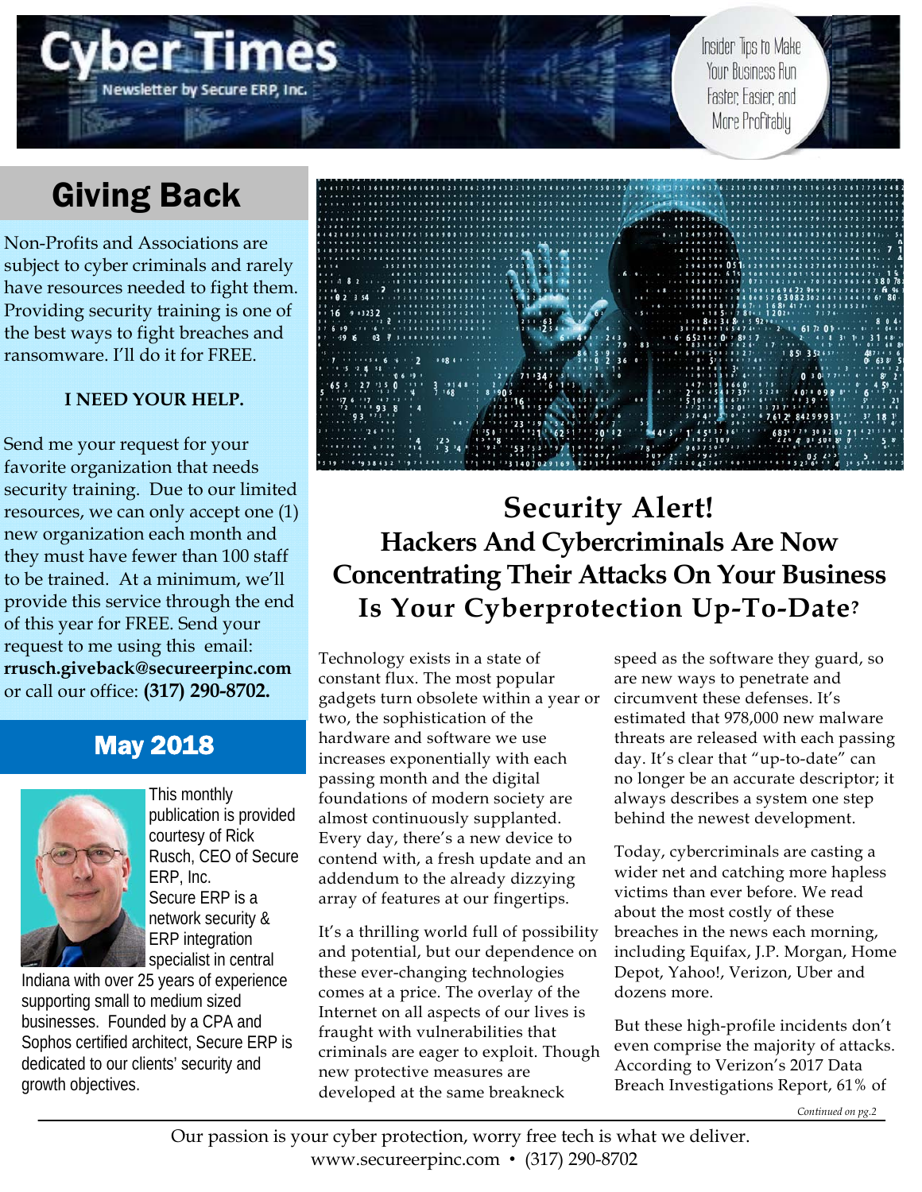# Cyber Times

Newsletter by Secure ERP, Inc.

Insider Tips to Make Your Business Run Faster, Easier, and More Profitably

## Giving Back

Non-Profits and Associations are subject to cyber criminals and rarely have resources needed to fight them. Providing security training is one of the best ways to fight breaches and ransomware. I'll do it for FREE.

**I NEED YOUR HELP.**

Send me your request for your favorite organization that needs security training. Due to our limited resources, we can only accept one (1) new organization each month and they must have fewer than 100 staff to be trained. At a minimum, we'll provide this service through the end of this year for FREE. Send your request to me using this email: **rrusch.giveback@secureerpinc.com** or call our office: **(317) 290-8702.**

## May 2018

This monthly publication is provided courtesy of Rick Rusch, CEO of Secure ERP, Inc.
Secure ERP is a network security & ERP integration specialist in central Indiana with over 25 years of experience supporting small to medium sized businesses. Founded by a CPA and Sophos certified architect, Secure ERP is dedicated to our clients' security and growth objectives.

## Security Alert!
### Hackers And Cybercriminals Are Now Concentrating Their Attacks On Your Business
### Is Your Cyberprotection Up-To-Date?

Technology exists in a state of constant flux. The most popular gadgets turn obsolete within a year or two, the sophistication of the hardware and software we use increases exponentially with each passing month and the digital foundations of modern society are almost continuously supplanted. Every day, there's a new device to contend with, a fresh update and an addendum to the already dizzying array of features at our fingertips.

It's a thrilling world full of possibility and potential, but our dependence on these ever-changing technologies comes at a price. The overlay of the Internet on all aspects of our lives is fraught with vulnerabilities that criminals are eager to exploit. Though new protective measures are developed at the same breakneck speed as the software they guard, so are new ways to penetrate and circumvent these defenses. It's estimated that 978,000 new malware threats are released with each passing day. It's clear that "up-to-date" can no longer be an accurate descriptor; it always describes a system one step behind the newest development.

Today, cybercriminals are casting a wider net and catching more hapless victims than ever before. We read about the most costly of these breaches in the news each morning, including Equifax, J.P. Morgan, Home Depot, Yahoo!, Verizon, Uber and dozens more.

But these high-profile incidents don't even comprise the majority of attacks. According to Verizon's 2017 Data Breach Investigations Report, 61% of

*Continued on pg.2*

Our passion is your cyber protection, worry free tech is what we deliver.
www.secureerpinc.com • (317) 290-8702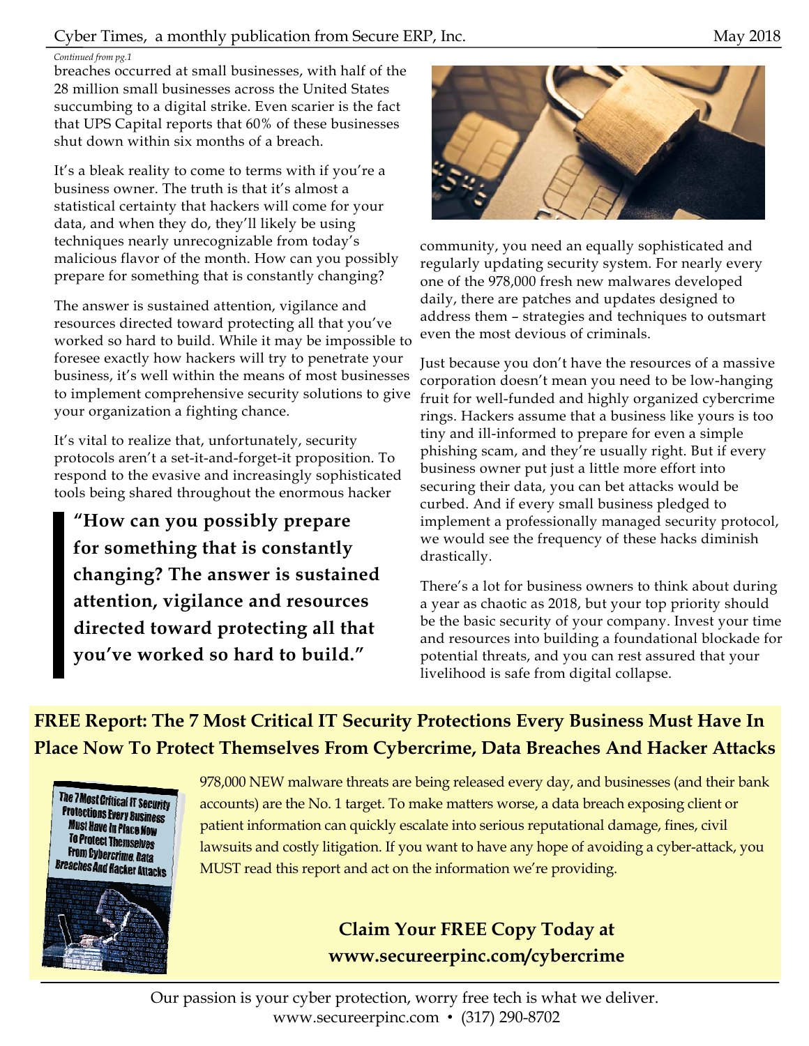*Continued from pg.1*

breaches occurred at small businesses, with half of the 28 million small businesses across the United States succumbing to a digital strike. Even scarier is the fact that UPS Capital reports that 60% of these businesses shut down within six months of a breach.

It's a bleak reality to come to terms with if you're a business owner. The truth is that it's almost a statistical certainty that hackers will come for your data, and when they do, they'll likely be using techniques nearly unrecognizable from today's malicious flavor of the month. How can you possibly prepare for something that is constantly changing?

The answer is sustained attention, vigilance and resources directed toward protecting all that you've worked so hard to build. While it may be impossible to foresee exactly how hackers will try to penetrate your business, it's well within the means of most businesses to implement comprehensive security solutions to give your organization a fighting chance.

It's vital to realize that, unfortunately, security protocols aren't a set-it-and-forget-it proposition. To respond to the evasive and increasingly sophisticated tools being shared throughout the enormous hacker community, you need an equally sophisticated and regularly updating security system. For nearly every one of the 978,000 fresh new malwares developed daily, there are patches and updates designed to address them – strategies and techniques to outsmart even the most devious of criminals.

> **"How can you possibly prepare for something that is constantly changing? The answer is sustained attention, vigilance and resources directed toward protecting all that you've worked so hard to build."**

Just because you don't have the resources of a massive corporation doesn't mean you need to be low-hanging fruit for well-funded and highly organized cybercrime rings. Hackers assume that a business like yours is too tiny and ill-informed to prepare for even a simple phishing scam, and they're usually right. But if every business owner put just a little more effort into securing their data, you can bet attacks would be curbed. And if every small business pledged to implement a professionally managed security protocol, we would see the frequency of these hacks diminish drastically.

There's a lot for business owners to think about during a year as chaotic as 2018, but your top priority should be the basic security of your company. Invest your time and resources into building a foundational blockade for potential threats, and you can rest assured that your livelihood is safe from digital collapse.

## FREE Report: The 7 Most Critical IT Security Protections Every Business Must Have In Place Now To Protect Themselves From Cybercrime, Data Breaches And Hacker Attacks

978,000 NEW malware threats are being released every day, and businesses (and their bank accounts) are the No. 1 target. To make matters worse, a data breach exposing client or patient information can quickly escalate into serious reputational damage, fines, civil lawsuits and costly litigation. If you want to have any hope of avoiding a cyber-attack, you MUST read this report and act on the information we're providing.

**Claim Your FREE Copy Today at www.secureerpinc.com/cybercrime**

Our passion is your cyber protection, worry free tech is what we deliver.
www.secureerpinc.com • (317) 290-8702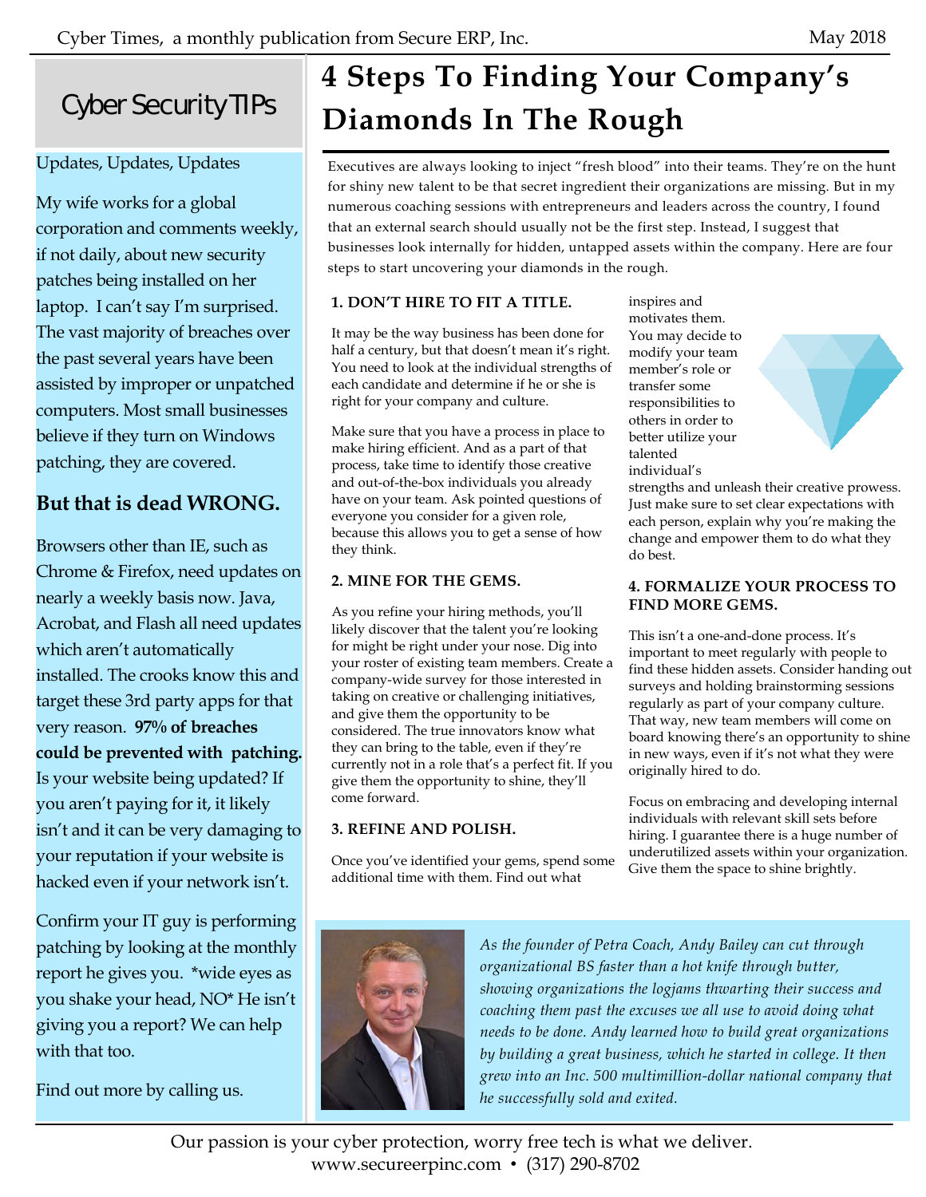## Cyber Security TIPs

Updates, Updates, Updates

My wife works for a global corporation and comments weekly, if not daily, about new security patches being installed on her laptop. I can't say I'm surprised. The vast majority of breaches over the past several years have been assisted by improper or unpatched computers. Most small businesses believe if they turn on Windows patching, they are covered.

**But that is dead WRONG.**

Browsers other than IE, such as Chrome & Firefox, need updates on nearly a weekly basis now. Java, Acrobat, and Flash all need updates which aren't automatically installed. The crooks know this and target these 3rd party apps for that very reason. **97% of breaches could be prevented with patching.** Is your website being updated? If you aren't paying for it, it likely isn't and it can be very damaging to your reputation if your website is hacked even if your network isn't.

Confirm your IT guy is performing patching by looking at the monthly report he gives you. *wide eyes as you shake your head, NO* He isn't giving you a report? We can help with that too.

Find out more by calling us.

# 4 Steps To Finding Your Company's Diamonds In The Rough

Executives are always looking to inject "fresh blood" into their teams. They're on the hunt for shiny new talent to be that secret ingredient their organizations are missing. But in my numerous coaching sessions with entrepreneurs and leaders across the country, I found that an external search should usually not be the first step. Instead, I suggest that businesses look internally for hidden, untapped assets within the company. Here are four steps to start uncovering your diamonds in the rough.

**1. DON'T HIRE TO FIT A TITLE.**

It may be the way business has been done for half a century, but that doesn't mean it's right. You need to look at the individual strengths of each candidate and determine if he or she is right for your company and culture.

Make sure that you have a process in place to make hiring efficient. And as a part of that process, take time to identify those creative and out-of-the-box individuals you already have on your team. Ask pointed questions of everyone you consider for a given role, because this allows you to get a sense of how they think.

**2. MINE FOR THE GEMS.**

As you refine your hiring methods, you'll likely discover that the talent you're looking for might be right under your nose. Dig into your roster of existing team members. Create a company-wide survey for those interested in taking on creative or challenging initiatives, and give them the opportunity to be considered. The true innovators know what they can bring to the table, even if they're currently not in a role that's a perfect fit. If you give them the opportunity to shine, they'll come forward.

**3. REFINE AND POLISH.**

Once you've identified your gems, spend some additional time with them. Find out what inspires and motivates them. You may decide to modify your team member's role or transfer some responsibilities to others in order to better utilize your talented individual's strengths and unleash their creative prowess. Just make sure to set clear expectations with each person, explain why you're making the change and empower them to do what they do best.

**4. FORMALIZE YOUR PROCESS TO FIND MORE GEMS.**

This isn't a one-and-done process. It's important to meet regularly with people to find these hidden assets. Consider handing out surveys and holding brainstorming sessions regularly as part of your company culture. That way, new team members will come on board knowing there's an opportunity to shine in new ways, even if it's not what they were originally hired to do.

Focus on embracing and developing internal individuals with relevant skill sets before hiring. I guarantee there is a huge number of underutilized assets within your organization. Give them the space to shine brightly.

*As the founder of Petra Coach, Andy Bailey can cut through organizational BS faster than a hot knife through butter, showing organizations the logjams thwarting their success and coaching them past the excuses we all use to avoid doing what needs to be done. Andy learned how to build great organizations by building a great business, which he started in college. It then grew into an Inc. 500 multimillion-dollar national company that he successfully sold and exited.*

Our passion is your cyber protection, worry free tech is what we deliver.
www.secureerpinc.com • (317) 290-8702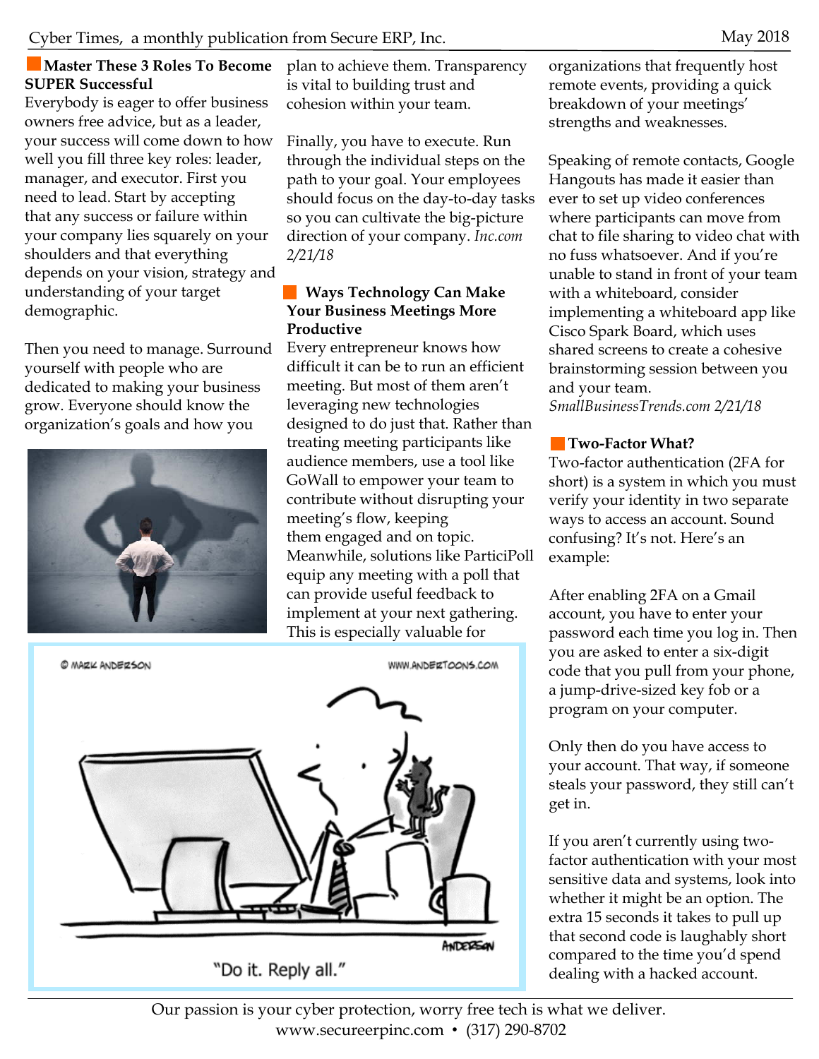### Master These 3 Roles To Become SUPER Successful

Everybody is eager to offer business owners free advice, but as a leader, your success will come down to how well you fill three key roles: leader, manager, and executor. First you need to lead. Start by accepting that any success or failure within your company lies squarely on your shoulders and that everything depends on your vision, strategy and understanding of your target demographic.

Then you need to manage. Surround yourself with people who are dedicated to making your business grow. Everyone should know the organization's goals and how you plan to achieve them. Transparency is vital to building trust and cohesion within your team.

Finally, you have to execute. Run through the individual steps on the path to your goal. Your employees should focus on the day-to-day tasks so you can cultivate the big-picture direction of your company. *Inc.com 2/21/18*

### Ways Technology Can Make Your Business Meetings More Productive

Every entrepreneur knows how difficult it can be to run an efficient meeting. But most of them aren't leveraging new technologies designed to do just that. Rather than treating meeting participants like audience members, use a tool like GoWall to empower your team to contribute without disrupting your meeting's flow, keeping them engaged and on topic. Meanwhile, solutions like ParticiPoll equip any meeting with a poll that can provide useful feedback to implement at your next gathering. This is especially valuable for organizations that frequently host remote events, providing a quick breakdown of your meetings' strengths and weaknesses.

Speaking of remote contacts, Google Hangouts has made it easier than ever to set up video conferences where participants can move from chat to file sharing to video chat with no fuss whatsoever. And if you're unable to stand in front of your team with a whiteboard, consider implementing a whiteboard app like Cisco Spark Board, which uses shared screens to create a cohesive brainstorming session between you and your team. *SmallBusinessTrends.com 2/21/18*

"Do it. Reply all."

### Two-Factor What?

Two-factor authentication (2FA for short) is a system in which you must verify your identity in two separate ways to access an account. Sound confusing? It's not. Here's an example:

After enabling 2FA on a Gmail account, you have to enter your password each time you log in. Then you are asked to enter a six-digit code that you pull from your phone, a jump-drive-sized key fob or a program on your computer.

Only then do you have access to your account. That way, if someone steals your password, they still can't get in.

If you aren't currently using two-factor authentication with your most sensitive data and systems, look into whether it might be an option. The extra 15 seconds it takes to pull up that second code is laughably short compared to the time you'd spend dealing with a hacked account.